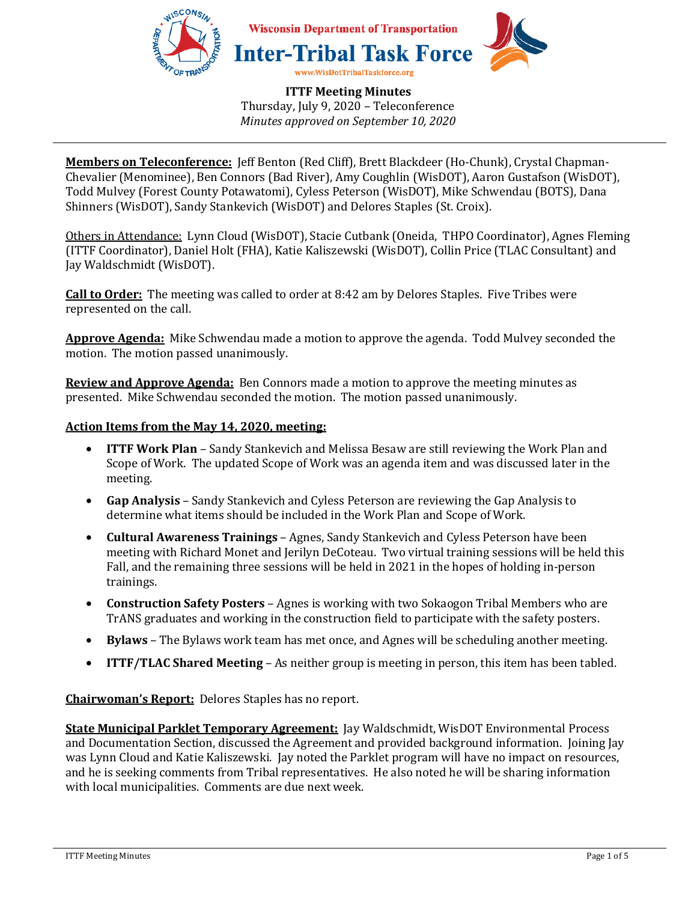Wisconsin Department of Transportation

# Inter-Tribal Task Force

www.WisDotTribalTaskforce.org

**ITTF Meeting Minutes**
Thursday, July 9, 2020 – Teleconference
*Minutes approved on September 10, 2020*

---

**Members on Teleconference:** Jeff Benton (Red Cliff), Brett Blackdeer (Ho-Chunk), Crystal Chapman-Chevalier (Menominee), Ben Connors (Bad River), Amy Coughlin (WisDOT), Aaron Gustafson (WisDOT), Todd Mulvey (Forest County Potawatomi), Cyless Peterson (WisDOT), Mike Schwendau (BOTS), Dana Shinners (WisDOT), Sandy Stankevich (WisDOT) and Delores Staples (St. Croix).

Others in Attendance: Lynn Cloud (WisDOT), Stacie Cutbank (Oneida, THPO Coordinator), Agnes Fleming (ITTF Coordinator), Daniel Holt (FHA), Katie Kaliszewski (WisDOT), Collin Price (TLAC Consultant) and Jay Waldschmidt (WisDOT).

**Call to Order:** The meeting was called to order at 8:42 am by Delores Staples. Five Tribes were represented on the call.

**Approve Agenda:** Mike Schwendau made a motion to approve the agenda. Todd Mulvey seconded the motion. The motion passed unanimously.

**Review and Approve Agenda:** Ben Connors made a motion to approve the meeting minutes as presented. Mike Schwendau seconded the motion. The motion passed unanimously.

**Action Items from the May 14, 2020, meeting:**

- **ITTF Work Plan** – Sandy Stankevich and Melissa Besaw are still reviewing the Work Plan and Scope of Work. The updated Scope of Work was an agenda item and was discussed later in the meeting.
- **Gap Analysis** – Sandy Stankevich and Cyless Peterson are reviewing the Gap Analysis to determine what items should be included in the Work Plan and Scope of Work.
- **Cultural Awareness Trainings** – Agnes, Sandy Stankevich and Cyless Peterson have been meeting with Richard Monet and Jerilyn DeCoteau. Two virtual training sessions will be held this Fall, and the remaining three sessions will be held in 2021 in the hopes of holding in-person trainings.
- **Construction Safety Posters** – Agnes is working with two Sokaogon Tribal Members who are TrANS graduates and working in the construction field to participate with the safety posters.
- **Bylaws** – The Bylaws work team has met once, and Agnes will be scheduling another meeting.
- **ITTF/TLAC Shared Meeting** – As neither group is meeting in person, this item has been tabled.

**Chairwoman's Report:** Delores Staples has no report.

**State Municipal Parklet Temporary Agreement:** Jay Waldschmidt, WisDOT Environmental Process and Documentation Section, discussed the Agreement and provided background information. Joining Jay was Lynn Cloud and Katie Kaliszewski. Jay noted the Parklet program will have no impact on resources, and he is seeking comments from Tribal representatives. He also noted he will be sharing information with local municipalities. Comments are due next week.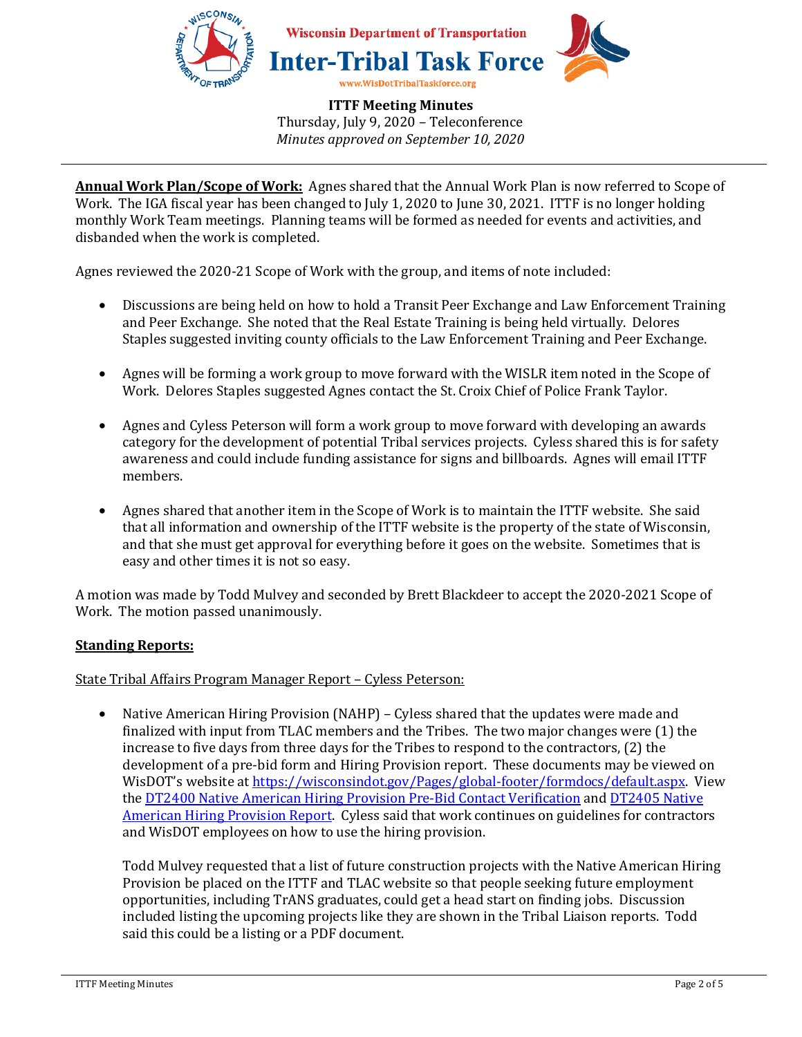**ITTF Meeting Minutes**
Thursday, July 9, 2020 – Teleconference
*Minutes approved on September 10, 2020*

---

**Annual Work Plan/Scope of Work:** Agnes shared that the Annual Work Plan is now referred to Scope of Work. The IGA fiscal year has been changed to July 1, 2020 to June 30, 2021. ITTF is no longer holding monthly Work Team meetings. Planning teams will be formed as needed for events and activities, and disbanded when the work is completed.

Agnes reviewed the 2020-21 Scope of Work with the group, and items of note included:

- Discussions are being held on how to hold a Transit Peer Exchange and Law Enforcement Training and Peer Exchange. She noted that the Real Estate Training is being held virtually. Delores Staples suggested inviting county officials to the Law Enforcement Training and Peer Exchange.

- Agnes will be forming a work group to move forward with the WISLR item noted in the Scope of Work. Delores Staples suggested Agnes contact the St. Croix Chief of Police Frank Taylor.

- Agnes and Cyless Peterson will form a work group to move forward with developing an awards category for the development of potential Tribal services projects. Cyless shared this is for safety awareness and could include funding assistance for signs and billboards. Agnes will email ITTF members.

- Agnes shared that another item in the Scope of Work is to maintain the ITTF website. She said that all information and ownership of the ITTF website is the property of the state of Wisconsin, and that she must get approval for everything before it goes on the website. Sometimes that is easy and other times it is not so easy.

A motion was made by Todd Mulvey and seconded by Brett Blackdeer to accept the 2020-2021 Scope of Work. The motion passed unanimously.

**Standing Reports:**

State Tribal Affairs Program Manager Report – Cyless Peterson:

- Native American Hiring Provision (NAHP) – Cyless shared that the updates were made and finalized with input from TLAC members and the Tribes. The two major changes were (1) the increase to five days from three days for the Tribes to respond to the contractors, (2) the development of a pre-bid form and Hiring Provision report. These documents may be viewed on WisDOT's website at https://wisconsindot.gov/Pages/global-footer/formdocs/default.aspx. View the DT2400 Native American Hiring Provision Pre-Bid Contact Verification and DT2405 Native American Hiring Provision Report. Cyless said that work continues on guidelines for contractors and WisDOT employees on how to use the hiring provision.

  Todd Mulvey requested that a list of future construction projects with the Native American Hiring Provision be placed on the ITTF and TLAC website so that people seeking future employment opportunities, including TrANS graduates, could get a head start on finding jobs. Discussion included listing the upcoming projects like they are shown in the Tribal Liaison reports. Todd said this could be a listing or a PDF document.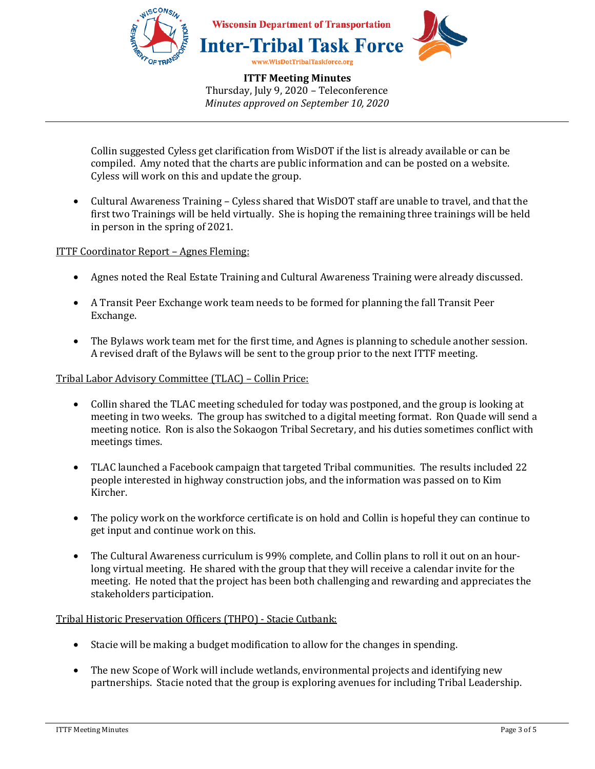Collin suggested Cyless get clarification from WisDOT if the list is already available or can be compiled. Amy noted that the charts are public information and can be posted on a website. Cyless will work on this and update the group.

- Cultural Awareness Training – Cyless shared that WisDOT staff are unable to travel, and that the first two Trainings will be held virtually. She is hoping the remaining three trainings will be held in person in the spring of 2021.

<u>ITTF Coordinator Report – Agnes Fleming:</u>

- Agnes noted the Real Estate Training and Cultural Awareness Training were already discussed.
- A Transit Peer Exchange work team needs to be formed for planning the fall Transit Peer Exchange.
- The Bylaws work team met for the first time, and Agnes is planning to schedule another session. A revised draft of the Bylaws will be sent to the group prior to the next ITTF meeting.

<u>Tribal Labor Advisory Committee (TLAC) – Collin Price:</u>

- Collin shared the TLAC meeting scheduled for today was postponed, and the group is looking at meeting in two weeks. The group has switched to a digital meeting format. Ron Quade will send a meeting notice. Ron is also the Sokaogon Tribal Secretary, and his duties sometimes conflict with meetings times.
- TLAC launched a Facebook campaign that targeted Tribal communities. The results included 22 people interested in highway construction jobs, and the information was passed on to Kim Kircher.
- The policy work on the workforce certificate is on hold and Collin is hopeful they can continue to get input and continue work on this.
- The Cultural Awareness curriculum is 99% complete, and Collin plans to roll it out on an hour-long virtual meeting. He shared with the group that they will receive a calendar invite for the meeting. He noted that the project has been both challenging and rewarding and appreciates the stakeholders participation.

<u>Tribal Historic Preservation Officers (THPO) - Stacie Cutbank:</u>

- Stacie will be making a budget modification to allow for the changes in spending.
- The new Scope of Work will include wetlands, environmental projects and identifying new partnerships. Stacie noted that the group is exploring avenues for including Tribal Leadership.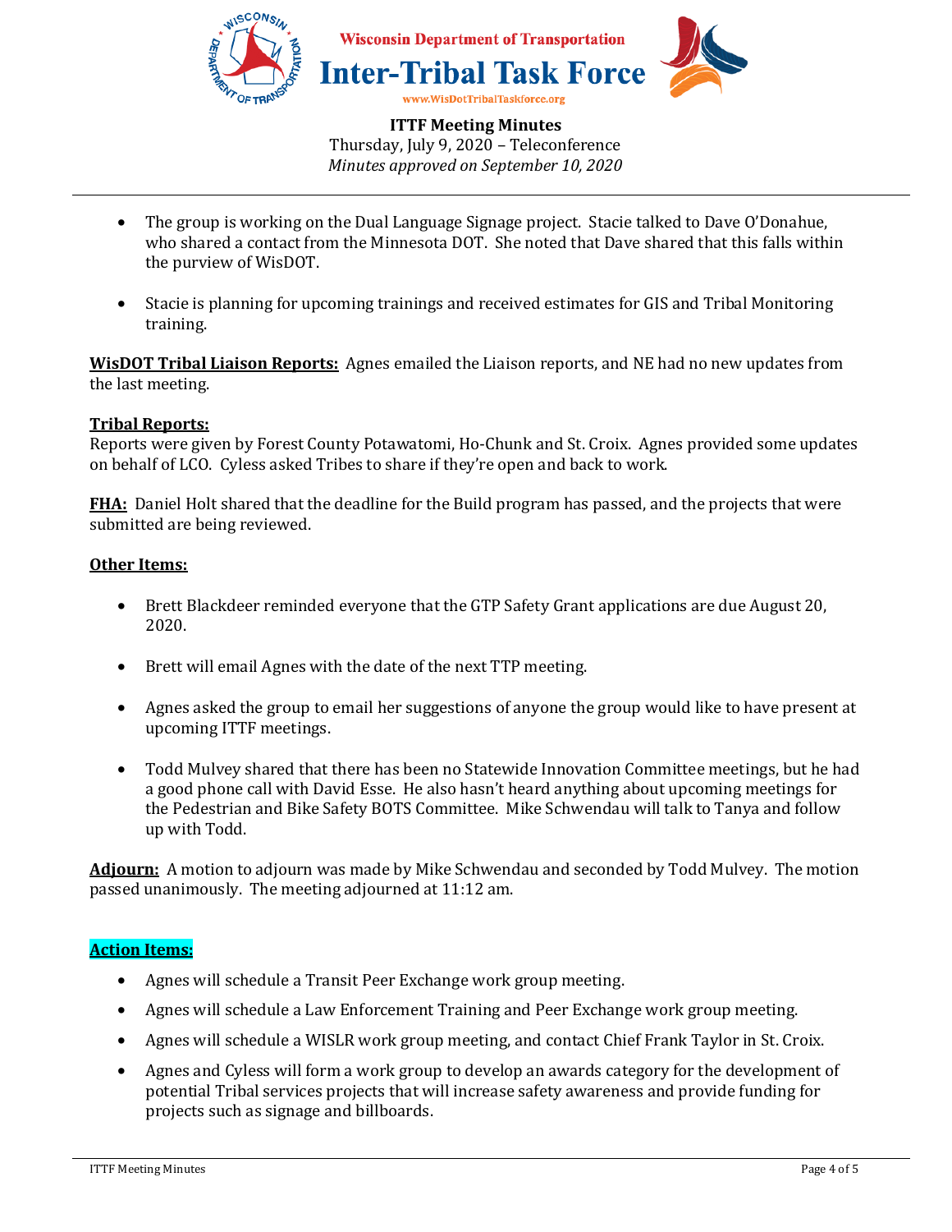- The group is working on the Dual Language Signage project. Stacie talked to Dave O'Donahue, who shared a contact from the Minnesota DOT. She noted that Dave shared that this falls within the purview of WisDOT.

- Stacie is planning for upcoming trainings and received estimates for GIS and Tribal Monitoring training.

**WisDOT Tribal Liaison Reports:** Agnes emailed the Liaison reports, and NE had no new updates from the last meeting.

**Tribal Reports:**
Reports were given by Forest County Potawatomi, Ho-Chunk and St. Croix. Agnes provided some updates on behalf of LCO. Cyless asked Tribes to share if they're open and back to work.

**FHA:** Daniel Holt shared that the deadline for the Build program has passed, and the projects that were submitted are being reviewed.

**Other Items:**

- Brett Blackdeer reminded everyone that the GTP Safety Grant applications are due August 20, 2020.

- Brett will email Agnes with the date of the next TTP meeting.

- Agnes asked the group to email her suggestions of anyone the group would like to have present at upcoming ITTF meetings.

- Todd Mulvey shared that there has been no Statewide Innovation Committee meetings, but he had a good phone call with David Esse. He also hasn't heard anything about upcoming meetings for the Pedestrian and Bike Safety BOTS Committee. Mike Schwendau will talk to Tanya and follow up with Todd.

**Adjourn:** A motion to adjourn was made by Mike Schwendau and seconded by Todd Mulvey. The motion passed unanimously. The meeting adjourned at 11:12 am.

**Action Items:**

- Agnes will schedule a Transit Peer Exchange work group meeting.
- Agnes will schedule a Law Enforcement Training and Peer Exchange work group meeting.
- Agnes will schedule a WISLR work group meeting, and contact Chief Frank Taylor in St. Croix.
- Agnes and Cyless will form a work group to develop an awards category for the development of potential Tribal services projects that will increase safety awareness and provide funding for projects such as signage and billboards.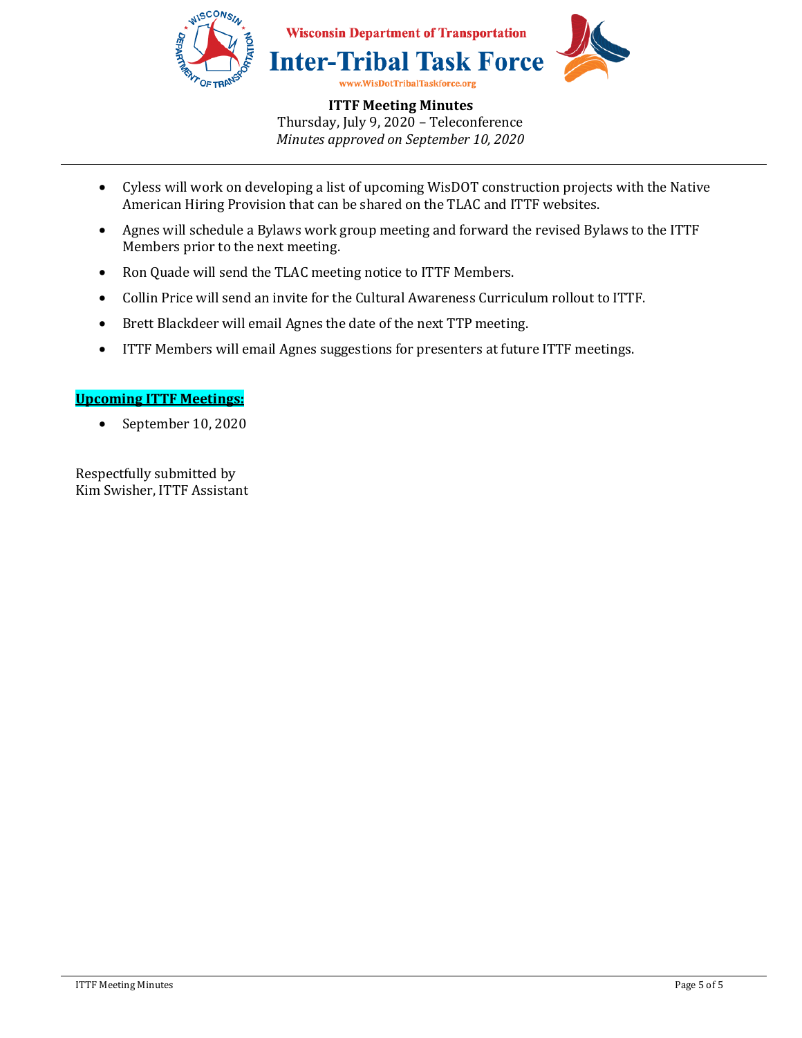**ITTF Meeting Minutes**
Thursday, July 9, 2020 – Teleconference
*Minutes approved on September 10, 2020*

- Cyless will work on developing a list of upcoming WisDOT construction projects with the Native American Hiring Provision that can be shared on the TLAC and ITTF websites.
- Agnes will schedule a Bylaws work group meeting and forward the revised Bylaws to the ITTF Members prior to the next meeting.
- Ron Quade will send the TLAC meeting notice to ITTF Members.
- Collin Price will send an invite for the Cultural Awareness Curriculum rollout to ITTF.
- Brett Blackdeer will email Agnes the date of the next TTP meeting.
- ITTF Members will email Agnes suggestions for presenters at future ITTF meetings.

**Upcoming ITTF Meetings:**

- September 10, 2020

Respectfully submitted by
Kim Swisher, ITTF Assistant